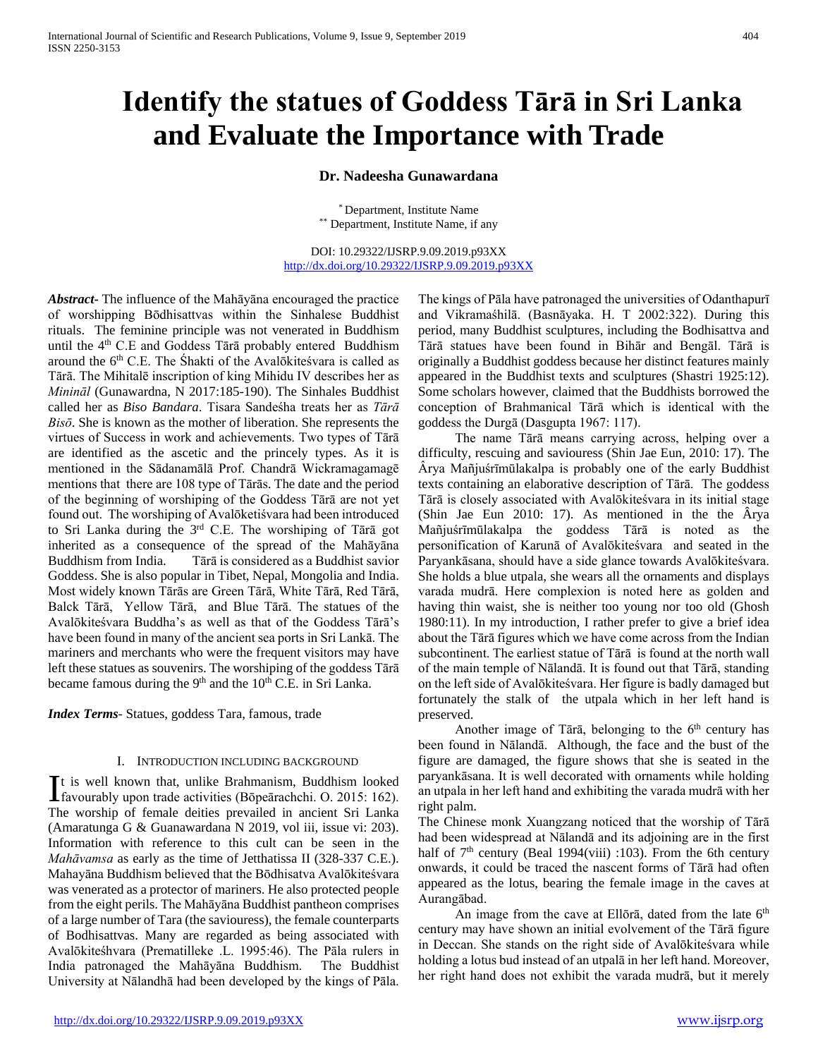# Identify the statues of Goddess Tārā in Sri Lanka and Evaluate the Importance with Trade

**Dr. Nadeesha Gunawardana**

[*] Department, Institute Name
[**] Department, Institute Name, if any

DOI: 10.29322/IJSRP.9.09.2019.p93XX
http://dx.doi.org/10.29322/IJSRP.9.09.2019.p93XX

***Abstract***- The influence of the Mahāyāna encouraged the practice of worshipping Bōdhisattvas within the Sinhalese Buddhist rituals. The feminine principle was not venerated in Buddhism until the 4th C.E and Goddess Tārā probably entered Buddhism around the 6th C.E. The Śhakti of the Avalōkiteśvara is called as Tārā. The Mihitalē inscription of king Mihidu IV describes her as *Mininãl* (Gunawardna, N 2017:185-190). The Sinhales Buddhist called her as *Biso Bandara*. Tisara Sandeśha treats her as *Tārā Bisō*. She is known as the mother of liberation. She represents the virtues of Success in work and achievements. Two types of Tārā are identified as the ascetic and the princely types. As it is mentioned in the Sādanamālā Prof. Chandrā Wickramagamagē mentions that there are 108 type of Tārās. The date and the period of the beginning of worshiping of the Goddess Tārā are not yet found out. The worshiping of Avalōketiśvara had been introduced to Sri Lanka during the 3rd C.E. The worshiping of Tārā got inherited as a consequence of the spread of the Mahāyāna Buddhism from India. Tārā is considered as a Buddhist savior Goddess. She is also popular in Tibet, Nepal, Mongolia and India. Most widely known Tārās are Green Tārā, White Tārā, Red Tārā, Balck Tārā, Yellow Tārā, and Blue Tārā. The statues of the Avalōkiteśvara Buddha's as well as that of the Goddess Tārā's have been found in many of the ancient sea ports in Sri Lankā. The mariners and merchants who were the frequent visitors may have left these statues as souvenirs. The worshiping of the goddess Tārā became famous during the 9th and the 10th C.E. in Sri Lanka.

***Index Terms***- Statues, goddess Tara, famous, trade

## I. Introduction including background

It is well known that, unlike Brahmanism, Buddhism looked favourably upon trade activities (Bōpeārachchi. O. 2015: 162). The worship of female deities prevailed in ancient Sri Lanka (Amaratunga G & Guanawardana N 2019, vol iii, issue vi: 203). Information with reference to this cult can be seen in the *Mahāvamsa* as early as the time of Jetthatissa II (328-337 C.E.). Mahayāna Buddhism believed that the Bōdhisatva Avalōkiteśvara was venerated as a protector of mariners. He also protected people from the eight perils. The Mahāyāna Buddhist pantheon comprises of a large number of Tara (the saviouress), the female counterparts of Bodhisattvas. Many are regarded as being associated with Avalōkiteśhvara (Prematilleke .L. 1995:46). The Pāla rulers in India patronaged the Mahāyāna Buddhism. The Buddhist University at Nālandhā had been developed by the kings of Pāla. The kings of Pāla have patronaged the universities of Odanthapurī and Vikramaśhilā. (Basnāyaka. H. T 2002:322). During this period, many Buddhist sculptures, including the Bodhisattva and Tārā statues have been found in Bihār and Bengāl. Tārā is originally a Buddhist goddess because her distinct features mainly appeared in the Buddhist texts and sculptures (Shastri 1925:12). Some scholars however, claimed that the Buddhists borrowed the conception of Brahmanical Tārā which is identical with the goddess the Durgā (Dasgupta 1967: 117).

The name Tārā means carrying across, helping over a difficulty, rescuing and saviouress (Shin Jae Eun, 2010: 17). The Ârya Mañjuśrīmūlakalpa is probably one of the early Buddhist texts containing an elaborative description of Tārā. The goddess Tārā is closely associated with Avalōkiteśvara in its initial stage (Shin Jae Eun 2010: 17). As mentioned in the the Ârya Mañjuśrīmūlakalpa the goddess Tārā is noted as the personification of Karunā of Avalōkiteśvara and seated in the Paryankāsana, should have a side glance towards Avalōkiteśvara. She holds a blue utpala, she wears all the ornaments and displays varada mudrā. Here complexion is noted here as golden and having thin waist, she is neither too young nor too old (Ghosh 1980:11). In my introduction, I rather prefer to give a brief idea about the Tārā figures which we have come across from the Indian subcontinent. The earliest statue of Tārā is found at the north wall of the main temple of Nālandā. It is found out that Tārā, standing on the left side of Avalōkiteśvara. Her figure is badly damaged but fortunately the stalk of the utpala which in her left hand is preserved.

Another image of Tārā, belonging to the 6th century has been found in Nālandā. Although, the face and the bust of the figure are damaged, the figure shows that she is seated in the paryankāsana. It is well decorated with ornaments while holding an utpala in her left hand and exhibiting the varada mudrā with her right palm.

The Chinese monk Xuangzang noticed that the worship of Tārā had been widespread at Nālandā and its adjoining are in the first half of 7th century (Beal 1994(viii) :103). From the 6th century onwards, it could be traced the nascent forms of Tārā had often appeared as the lotus, bearing the female image in the caves at Aurangābad.

An image from the cave at Ellōrā, dated from the late 6th century may have shown an initial evolvement of the Tārā figure in Deccan. She stands on the right side of Avalōkiteśvara while holding a lotus bud instead of an utpalā in her left hand. Moreover, her right hand does not exhibit the varada mudrā, but it merely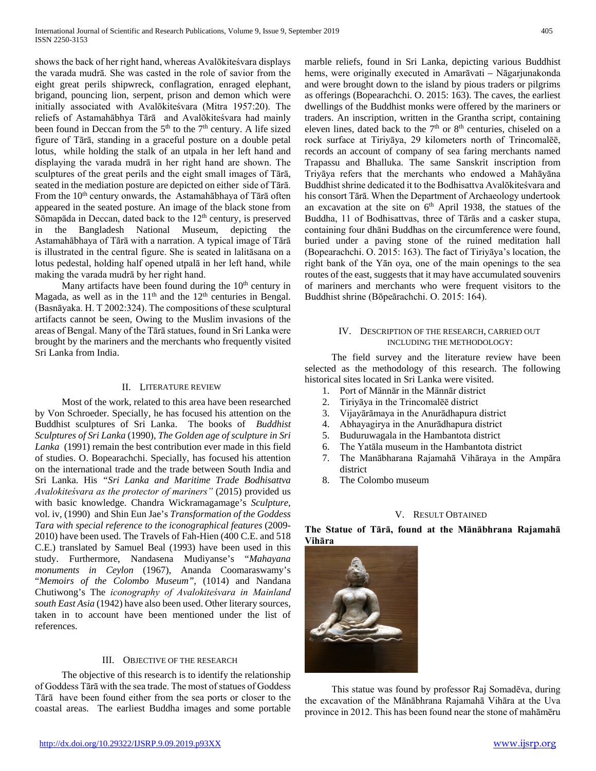shows the back of her right hand, whereas Avalōkiteśvara displays the varada mudrā. She was casted in the role of savior from the eight great perils shipwreck, conflagration, enraged elephant, brigand, pouncing lion, serpent, prison and demon which were initially associated with Avalōkiteśvara (Mitra 1957:20). The reliefs of Astamahābhya Tārā and Avalōkiteśvara had mainly been found in Deccan from the 5th to the 7th century. A life sized figure of Tārā, standing in a graceful posture on a double petal lotus, while holding the stalk of an utpala in her left hand and displaying the varada mudrā in her right hand are shown. The sculptures of the great perils and the eight small images of Tārā, seated in the mediation posture are depicted on either side of Tārā. From the 10th century onwards, the Astamahābhaya of Tārā often appeared in the seated posture. An image of the black stone from Sōmapāda in Deccan, dated back to the 12th century, is preserved in the Bangladesh National Museum, depicting the Astamahābhaya of Tārā with a narration. A typical image of Tārā is illustrated in the central figure. She is seated in lalitāsana on a lotus pedestal, holding half opened utpalā in her left hand, while making the varada mudrā by her right hand.

Many artifacts have been found during the 10th century in Magada, as well as in the 11th and the 12th centuries in Bengal. (Basnāyaka. H. T 2002:324). The compositions of these sculptural artifacts cannot be seen, Owing to the Muslim invasions of the areas of Bengal. Many of the Tārā statues, found in Sri Lanka were brought by the mariners and the merchants who frequently visited Sri Lanka from India.

## II. Literature Review

Most of the work, related to this area have been researched by Von Schroeder. Specially, he has focused his attention on the Buddhist sculptures of Sri Lanka. The books of *Buddhist Sculptures of Sri Lanka* (1990), *The Golden age of sculpture in Sri Lanka* (1991) remain the best contribution ever made in this field of studies. O. Bopearachchi. Specially, has focused his attention on the international trade and the trade between South India and Sri Lanka. His *"Sri Lanka and Maritime Trade Bodhisattva Avalokiteśvara as the protector of mariners"* (2015) provided us with basic knowledge. Chandra Wickramagamage's *Sculpture*, vol. iv, (1990) and Shin Eun Jae's *Transformation of the Goddess Tara with special reference to the iconographical features* (2009-2010) have been used. The Travels of Fah-Hien (400 C.E. and 518 C.E.) translated by Samuel Beal (1993) have been used in this study. Furthermore, Nandasena Mudiyanse's *"Mahayana monuments in Ceylon* (1967), Ananda Coomaraswamy's "*Memoirs of the Colombo Museum"*, (1014) and Nandana Chutiwong's The *iconography of Avalokiteśvara in Mainland south East Asia* (1942) have also been used. Other literary sources, taken in to account have been mentioned under the list of references.

## III. Objective of the Research

The objective of this research is to identify the relationship of Goddess Tārā with the sea trade. The most of statues of Goddess Tārā have been found either from the sea ports or closer to the coastal areas. The earliest Buddha images and some portable marble reliefs, found in Sri Lanka, depicting various Buddhist hems, were originally executed in Amarāvati – Nāgarjunakonda and were brought down to the island by pious traders or pilgrims as offerings (Bopearachchi. O. 2015: 163). The caves, the earliest dwellings of the Buddhist monks were offered by the mariners or traders. An inscription, written in the Grantha script, containing eleven lines, dated back to the 7th or 8th centuries, chiseled on a rock surface at Tiriyāya, 29 kilometers north of Trincomalēē, records an account of company of sea faring merchants named Trapassu and Bhalluka. The same Sanskrit inscription from Triyāya refers that the merchants who endowed a Mahāyāna Buddhist shrine dedicated it to the Bodhisattva Avalōkiteśvara and his consort Tārā. When the Department of Archaeology undertook an excavation at the site on 6th April 1938, the statues of the Buddha, 11 of Bodhisattvas, three of Tārās and a casker stupa, containing four dhāni Buddhas on the circumference were found, buried under a paving stone of the ruined meditation hall (Bopearachchi. O. 2015: 163). The fact of Tiriyāya's location, the right bank of the Yān oya, one of the main openings to the sea routes of the east, suggests that it may have accumulated souvenirs of mariners and merchants who were frequent visitors to the Buddhist shrine (Bōpeārachchi. O. 2015: 164).

## IV. Description of the Research, Carried Out Including the Methodology:

The field survey and the literature review have been selected as the methodology of this research. The following historical sites located in Sri Lanka were visited.

1. Port of Männār in the Männār district
2. Tiriyāya in the Trincomalēē district
3. Vijayārāmaya in the Anurādhapura district
4. Abhayagirya in the Anurādhapura district
5. Buduruwagala in the Hambantota district
6. The Yatāla museum in the Hambantota district
7. The Manābharana Rajamahā Vihāraya in the Ampāra district
8. The Colombo museum

## V. Result Obtained

**The Statue of Tārā, found at the Mānābhrana Rajamahā Vihāra**

This statue was found by professor Raj Somadēva, during the excavation of the Mānābhrana Rajamahā Vihāra at the Uva province in 2012. This has been found near the stone of mahāmēru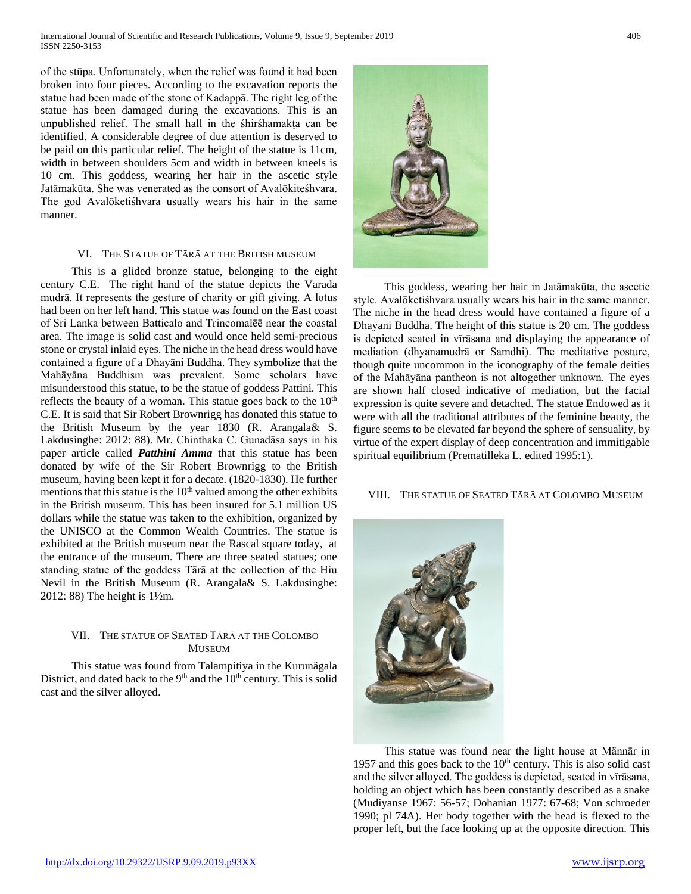of the stūpa. Unfortunately, when the relief was found it had been broken into four pieces. According to the excavation reports the statue had been made of the stone of Kadappā. The right leg of the statue has been damaged during the excavations. This is an unpublished relief. The small hall in the śhirśhamakṭa can be identified. A considerable degree of due attention is deserved to be paid on this particular relief. The height of the statue is 11cm, width in between shoulders 5cm and width in between kneels is 10 cm. This goddess, wearing her hair in the ascetic style Jatāmakūta. She was venerated as the consort of Avalōkiteśhvara. The god Avalōketiśhvara usually wears his hair in the same manner.

## VI. The Statue of Tārā at the British museum

This is a glided bronze statue, belonging to the eight century C.E. The right hand of the statue depicts the Varada mudrā. It represents the gesture of charity or gift giving. A lotus had been on her left hand. This statue was found on the East coast of Sri Lanka between Batticalo and Trincomalēē near the coastal area. The image is solid cast and would once held semi-precious stone or crystal inlaid eyes. The niche in the head dress would have contained a figure of a Dhayāni Buddha. They symbolize that the Mahāyāna Buddhism was prevalent. Some scholars have misunderstood this statue, to be the statue of goddess Pattini. This reflects the beauty of a woman. This statue goes back to the 10th C.E. It is said that Sir Robert Brownrigg has donated this statue to the British Museum by the year 1830 (R. Arangala& S. Lakdusinghe: 2012: 88). Mr. Chinthaka C. Gunadāsa says in his paper article called ***Patthini Amma*** that this statue has been donated by wife of the Sir Robert Brownrigg to the British museum, having been kept it for a decate. (1820-1830). He further mentions that this statue is the 10th valued among the other exhibits in the British museum. This has been insured for 5.1 million US dollars while the statue was taken to the exhibition, organized by the UNISCO at the Common Wealth Countries. The statue is exhibited at the British museum near the Rascal square today, at the entrance of the museum. There are three seated statues; one standing statue of the goddess Tārā at the collection of the Hiu Nevil in the British Museum (R. Arangala& S. Lakdusinghe: 2012: 88) The height is 1½m.

## VII. The Statue of Seated Tārā at the Colombo Museum

This statue was found from Talampitiya in the Kurunägala District, and dated back to the 9th and the 10th century. This is solid cast and the silver alloyed.

This goddess, wearing her hair in Jatāmakūta, the ascetic style. Avalōketiśhvara usually wears his hair in the same manner. The niche in the head dress would have contained a figure of a Dhayani Buddha. The height of this statue is 20 cm. The goddess is depicted seated in vīrāsana and displaying the appearance of mediation (dhyanamudrā or Samdhi). The meditative posture, though quite uncommon in the iconography of the female deities of the Mahāyāna pantheon is not altogether unknown. The eyes are shown half closed indicative of mediation, but the facial expression is quite severe and detached. The statue Endowed as it were with all the traditional attributes of the feminine beauty, the figure seems to be elevated far beyond the sphere of sensuality, by virtue of the expert display of deep concentration and immitigable spiritual equilibrium (Prematilleka L. edited 1995:1).

## VIII. The Statue of Seated Tārā at Colombo Museum

This statue was found near the light house at Männār in 1957 and this goes back to the 10th century. This is also solid cast and the silver alloyed. The goddess is depicted, seated in vīrāsana, holding an object which has been constantly described as a snake (Mudiyanse 1967: 56-57; Dohanian 1977: 67-68; Von schroeder 1990; pl 74A). Her body together with the head is flexed to the proper left, but the face looking up at the opposite direction. This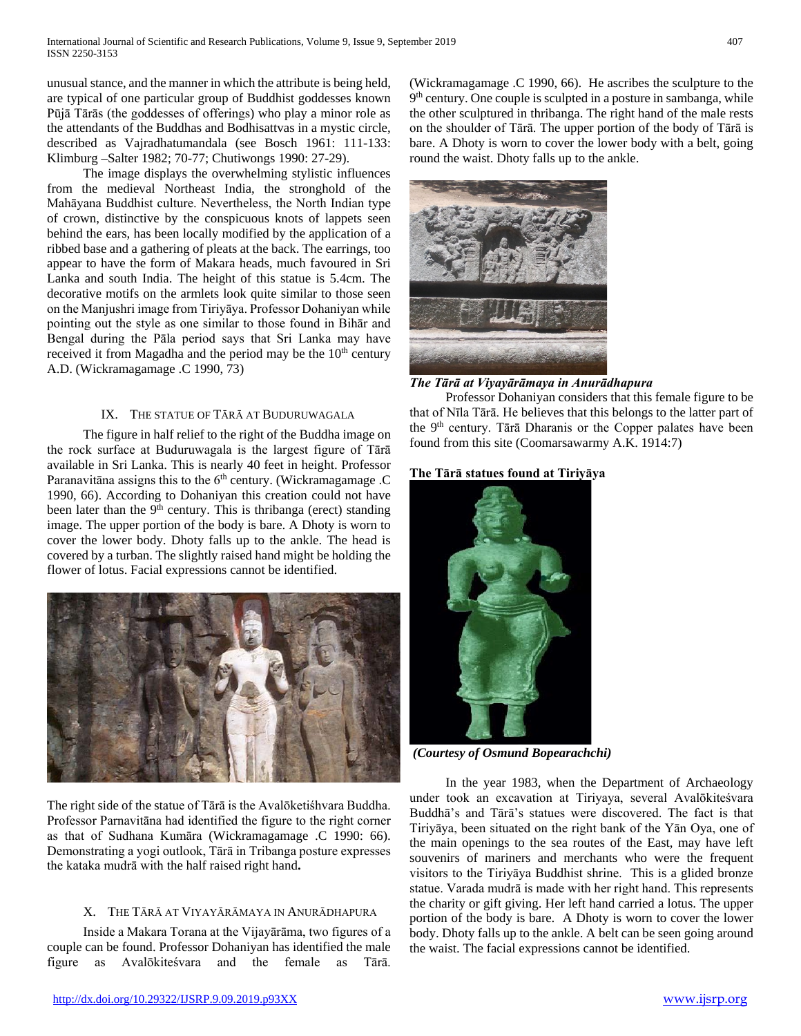unusual stance, and the manner in which the attribute is being held, are typical of one particular group of Buddhist goddesses known Pūjā Tārās (the goddesses of offerings) who play a minor role as the attendants of the Buddhas and Bodhisattvas in a mystic circle, described as Vajradhatumandala (see Bosch 1961: 111-133: Klimburg –Salter 1982; 70-77; Chutiwongs 1990: 27-29).

The image displays the overwhelming stylistic influences from the medieval Northeast India, the stronghold of the Mahāyana Buddhist culture. Nevertheless, the North Indian type of crown, distinctive by the conspicuous knots of lappets seen behind the ears, has been locally modified by the application of a ribbed base and a gathering of pleats at the back. The earrings, too appear to have the form of Makara heads, much favoured in Sri Lanka and south India. The height of this statue is 5.4cm. The decorative motifs on the armlets look quite similar to those seen on the Manjushri image from Tiriyāya. Professor Dohaniyan while pointing out the style as one similar to those found in Bihār and Bengal during the Pāla period says that Sri Lanka may have received it from Magadha and the period may be the 10th century A.D. (Wickramagamage .C 1990, 73)

## IX. The Statue of Tārā at Buduruwagala

The figure in half relief to the right of the Buddha image on the rock surface at Buduruwagala is the largest figure of Tārā available in Sri Lanka. This is nearly 40 feet in height. Professor Paranavitāna assigns this to the 6th century. (Wickramagamage .C 1990, 66). According to Dohaniyan this creation could not have been later than the 9th century. This is thribanga (erect) standing image. The upper portion of the body is bare. A Dhoty is worn to cover the lower body. Dhoty falls up to the ankle. The head is covered by a turban. The slightly raised hand might be holding the flower of lotus. Facial expressions cannot be identified.

The right side of the statue of Tārā is the Avalōketiśhvara Buddha. Professor Parnavitāna had identified the figure to the right corner as that of Sudhana Kumāra (Wickramagamage .C 1990: 66). Demonstrating a yogi outlook, Tārā in Tribanga posture expresses the kataka mudrā with the half raised right hand**.**

## X. The Tārā at Viyayārāmaya in Anurādhapura

Inside a Makara Torana at the Vijayārāma, two figures of a couple can be found. Professor Dohaniyan has identified the male figure as Avalōkiteśvara and the female as Tārā. (Wickramagamage .C 1990, 66). He ascribes the sculpture to the 9th century. One couple is sculpted in a posture in sambanga, while the other sculptured in thribanga. The right hand of the male rests on the shoulder of Tārā. The upper portion of the body of Tārā is bare. A Dhoty is worn to cover the lower body with a belt, going round the waist. Dhoty falls up to the ankle.

***The Tārā at Viyayārāmaya in Anurādhapura***

Professor Dohaniyan considers that this female figure to be that of Nīla Tārā. He believes that this belongs to the latter part of the 9th century. Tārā Dharanis or the Copper palates have been found from this site (Coomarsawarmy A.K. 1914:7)

**The Tārā statues found at Tiriyāya**

***(Courtesy of Osmund Bopearachchi)***

In the year 1983, when the Department of Archaeology under took an excavation at Tiriyaya, several Avalōkiteśvara Buddhā's and Tārā's statues were discovered. The fact is that Tiriyāya, been situated on the right bank of the Yān Oya, one of the main openings to the sea routes of the East, may have left souvenirs of mariners and merchants who were the frequent visitors to the Tiriyāya Buddhist shrine. This is a glided bronze statue. Varada mudrā is made with her right hand. This represents the charity or gift giving. Her left hand carried a lotus. The upper portion of the body is bare. A Dhoty is worn to cover the lower body. Dhoty falls up to the ankle. A belt can be seen going around the waist. The facial expressions cannot be identified.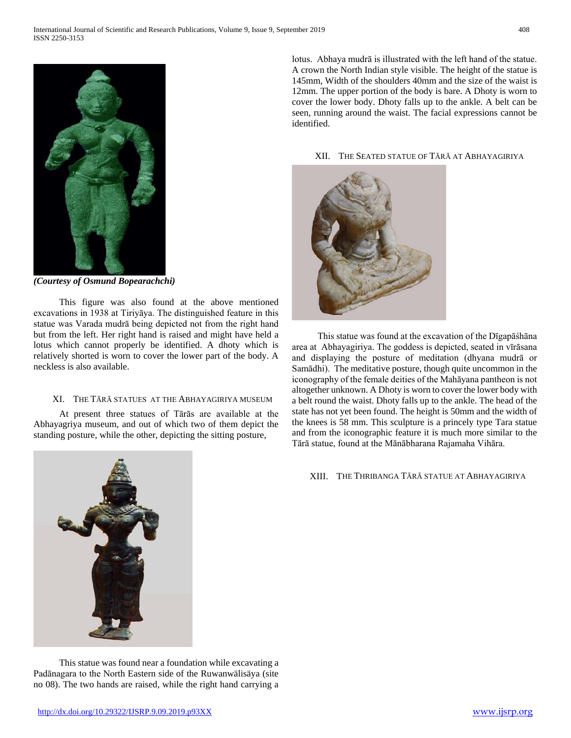*(Courtesy of Osmund Bopearachchi)*

This figure was also found at the above mentioned excavations in 1938 at Tiriyāya. The distinguished feature in this statue was Varada mudrā being depicted not from the right hand but from the left. Her right hand is raised and might have held a lotus which cannot properly be identified. A dhoty which is relatively shorted is worn to cover the lower part of the body. A neckless is also available.

## XI. The Tārā Statues at the Abhayagiriya Museum

At present three statues of Tārās are available at the Abhayagriya museum, and out of which two of them depict the standing posture, while the other, depicting the sitting posture,

This statue was found near a foundation while excavating a Padānagara to the North Eastern side of the Ruwanwälisäya (site no 08). The two hands are raised, while the right hand carrying a lotus. Abhaya mudrā is illustrated with the left hand of the statue. A crown the North Indian style visible. The height of the statue is 145mm, Width of the shoulders 40mm and the size of the waist is 12mm. The upper portion of the body is bare. A Dhoty is worn to cover the lower body. Dhoty falls up to the ankle. A belt can be seen, running around the waist. The facial expressions cannot be identified.

## XII. The Seated statue of Tārā at Abhayagiriya

This statue was found at the excavation of the Dīgapāśhāna area at Abhayagiriya. The goddess is depicted, seated in vīrāsana and displaying the posture of meditation (dhyana mudrā or Samādhi). The meditative posture, though quite uncommon in the iconography of the female deities of the Mahāyana pantheon is not altogether unknown. A Dhoty is worn to cover the lower body with a belt round the waist. Dhoty falls up to the ankle. The head of the state has not yet been found. The height is 50mm and the width of the knees is 58 mm. This sculpture is a princely type Tara statue and from the iconographic feature it is much more similar to the Tārā statue, found at the Mānābharana Rajamaha Vihāra.

## XIII. The Thribanga Tārā statue at Abhayagiriya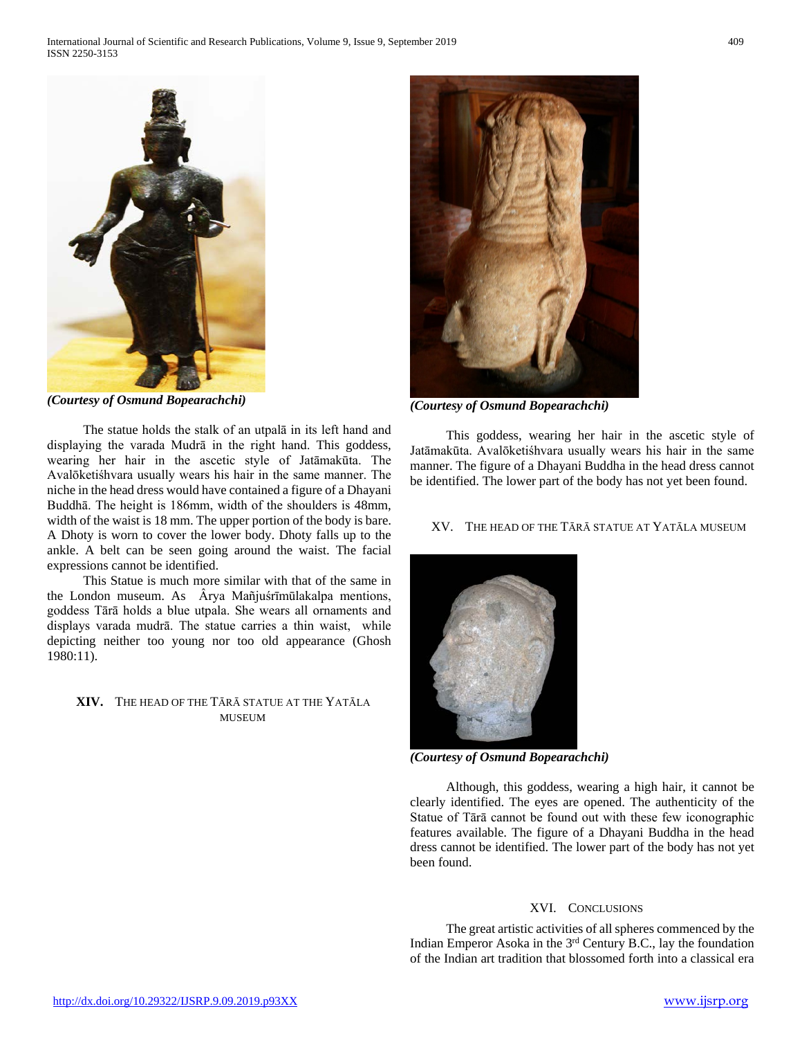*(Courtesy of Osmund Bopearachchi)*

The statue holds the stalk of an utpalā in its left hand and displaying the varada Mudrā in the right hand. This goddess, wearing her hair in the ascetic style of Jatāmakūta. The Avalōketiśhvara usually wears his hair in the same manner. The niche in the head dress would have contained a figure of a Dhayani Buddhā. The height is 186mm, width of the shoulders is 48mm, width of the waist is 18 mm. The upper portion of the body is bare. A Dhoty is worn to cover the lower body. Dhoty falls up to the ankle. A belt can be seen going around the waist. The facial expressions cannot be identified.

This Statue is much more similar with that of the same in the London museum. As Ârya Mañjuśrīmūlakalpa mentions, goddess Tārā holds a blue utpala. She wears all ornaments and displays varada mudrā. The statue carries a thin waist, while depicting neither too young nor too old appearance (Ghosh 1980:11).

## XIV. The Head of the Tārā Statue at the Yatāla Museum

*(Courtesy of Osmund Bopearachchi)*

This goddess, wearing her hair in the ascetic style of Jatāmakūta. Avalōketiśhvara usually wears his hair in the same manner. The figure of a Dhayani Buddha in the head dress cannot be identified. The lower part of the body has not yet been found.

## XV. The Head of the Tārā Statue at Yatāla Museum

*(Courtesy of Osmund Bopearachchi)*

Although, this goddess, wearing a high hair, it cannot be clearly identified. The eyes are opened. The authenticity of the Statue of Tārā cannot be found out with these few iconographic features available. The figure of a Dhayani Buddha in the head dress cannot be identified. The lower part of the body has not yet been found.

## XVI. Conclusions

The great artistic activities of all spheres commenced by the Indian Emperor Asoka in the 3rd Century B.C., lay the foundation of the Indian art tradition that blossomed forth into a classical era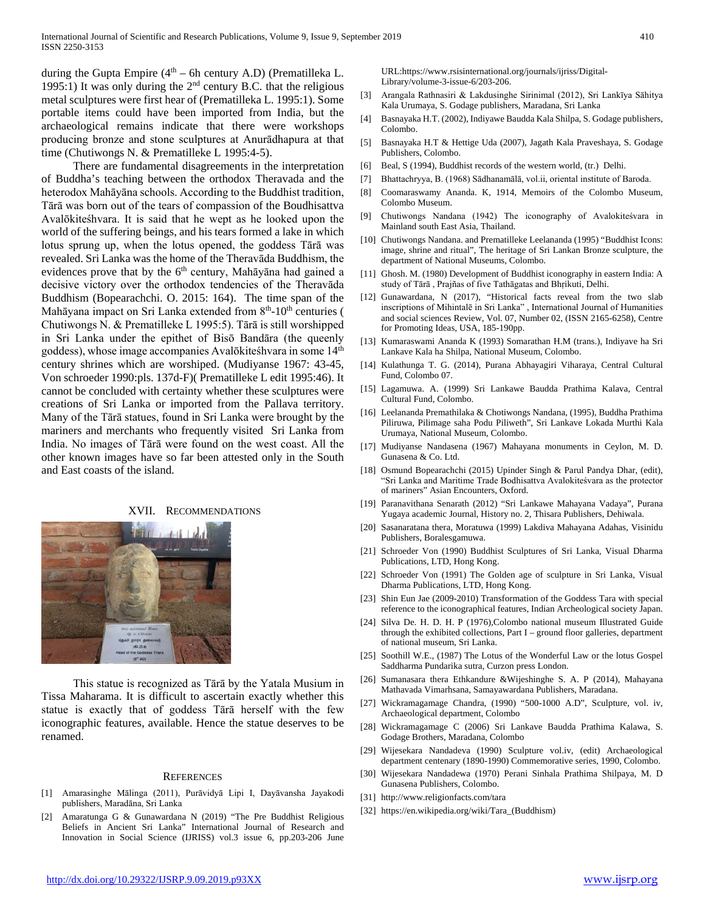during the Gupta Empire (4th – 6h century A.D) (Prematilleka L. 1995:1) It was only during the 2nd century B.C. that the religious metal sculptures were first hear of (Prematilleka L. 1995:1). Some portable items could have been imported from India, but the archaeological remains indicate that there were workshops producing bronze and stone sculptures at Anurādhapura at that time (Chutiwongs N. & Prematilleke L 1995:4-5).

There are fundamental disagreements in the interpretation of Buddha's teaching between the orthodox Theravada and the heterodox Mahāyāna schools. According to the Buddhist tradition, Tārā was born out of the tears of compassion of the Boudhisattva Avalōkiteśhvara. It is said that he wept as he looked upon the world of the suffering beings, and his tears formed a lake in which lotus sprung up, when the lotus opened, the goddess Tārā was revealed. Sri Lanka was the home of the Theravāda Buddhism, the evidences prove that by the 6th century, Mahāyāna had gained a decisive victory over the orthodox tendencies of the Theravāda Buddhism (Bopearachchi. O. 2015: 164). The time span of the Mahāyana impact on Sri Lanka extended from 8th-10th centuries ( Chutiwongs N. & Prematilleke L 1995:5). Tārā is still worshipped in Sri Lanka under the epithet of Bisō Bandāra (the queenly goddess), whose image accompanies Avalōkiteśhvara in some 14th century shrines which are worshiped. (Mudiyanse 1967: 43-45, Von schroeder 1990:pls. 137d-F)( Prematilleke L edit 1995:46). It cannot be concluded with certainty whether these sculptures were creations of Sri Lanka or imported from the Pallava territory. Many of the Tārā statues, found in Sri Lanka were brought by the mariners and merchants who frequently visited Sri Lanka from India. No images of Tārā were found on the west coast. All the other known images have so far been attested only in the South and East coasts of the island.

## XVII. Recommendations

This statue is recognized as Tārā by the Yatala Musium in Tissa Maharama. It is difficult to ascertain exactly whether this statue is exactly that of goddess Tārā herself with the few iconographic features, available. Hence the statue deserves to be renamed.

## References

[1] Amarasinghe Mālinga (2011), Purāvidyā Lipi I, Dayāvansha Jayakodi publishers, Maradāna, Sri Lanka

[2] Amaratunga G & Gunawardana N (2019) "The Pre Buddhist Religious Beliefs in Ancient Sri Lanka" International Journal of Research and Innovation in Social Science (IJRISS) vol.3 issue 6, pp.203-206 June URL:https://www.rsisinternational.org/journals/ijriss/Digital-Library/volume-3-issue-6/203-206.

[3] Arangala Rathnasiri & Lakdusinghe Sirinimal (2012), Sri Lankīya Sāhitya Kala Urumaya, S. Godage publishers, Maradana, Sri Lanka

[4] Basnayaka H.T. (2002), Indiyawe Baudda Kala Shilpa, S. Godage publishers, Colombo.

[5] Basnayaka H.T & Hettige Uda (2007), Jagath Kala Praveshaya, S. Godage Publishers, Colombo.

[6] Beal, S (1994), Buddhist records of the western world, (tr.) Delhi.

[7] Bhattachryya, B. (1968) Sādhanamālā, vol.ii, oriental institute of Baroda.

[8] Coomaraswamy Ananda. K, 1914, Memoirs of the Colombo Museum, Colombo Museum.

[9] Chutiwongs Nandana (1942) The iconography of Avalokiteśvara in Mainland south East Asia, Thailand.

[10] Chutiwongs Nandana. and Prematilleke Leelananda (1995) "Buddhist Icons: image, shrine and ritual", The heritage of Sri Lankan Bronze sculpture, the department of National Museums, Colombo.

[11] Ghosh. M. (1980) Development of Buddhist iconography in eastern India: A study of Tārā , Prajñas of five Tathāgatas and Bhṛikuti, Delhi.

[12] Gunawardana, N (2017), "Historical facts reveal from the two slab inscriptions of Mihintalē in Sri Lanka" , International Journal of Humanities and social sciences Review, Vol. 07, Number 02, (ISSN 2165-6258), Centre for Promoting Ideas, USA, 185-190pp.

[13] Kumaraswami Ananda K (1993) Somarathan H.M (trans.), Indiyave ha Sri Lankave Kala ha Shilpa, National Museum, Colombo.

[14] Kulathunga T. G. (2014), Purana Abhayagiri Viharaya, Central Cultural Fund, Colombo 07.

[15] Lagamuwa. A. (1999) Sri Lankawe Baudda Prathima Kalava, Central Cultural Fund, Colombo.

[16] Leelananda Premathilaka & Chotiwongs Nandana, (1995), Buddha Prathima Piliruwa, Pilimage saha Podu Piliweth", Sri Lankave Lokada Murthi Kala Urumaya, National Museum, Colombo.

[17] Mudiyanse Nandasena (1967) Mahayana monuments in Ceylon, M. D. Gunasena & Co. Ltd.

[18] Osmund Bopearachchi (2015) Upinder Singh & Parul Pandya Dhar, (edit), "Sri Lanka and Maritime Trade Bodhisattva Avalokiteśvara as the protector of mariners" Asian Encounters, Oxford.

[19] Paranavithana Senarath (2012) "Sri Lankawe Mahayana Vadaya", Purana Yugaya academic Journal, History no. 2, Thisara Publishers, Dehiwala.

[20] Sasanaratana thera, Moratuwa (1999) Lakdiva Mahayana Adahas, Visinidu Publishers, Boralesgamuwa.

[21] Schroeder Von (1990) Buddhist Sculptures of Sri Lanka, Visual Dharma Publications, LTD, Hong Kong.

[22] Schroeder Von (1991) The Golden age of sculpture in Sri Lanka, Visual Dharma Publications, LTD, Hong Kong.

[23] Shin Eun Jae (2009-2010) Transformation of the Goddess Tara with special reference to the iconographical features, Indian Archeological society Japan.

[24] Silva De. H. D. H. P (1976),Colombo national museum Illustrated Guide through the exhibited collections, Part I – ground floor galleries, department of national museum, Sri Lanka.

[25] Soothill W.E., (1987) The Lotus of the Wonderful Law or the lotus Gospel Saddharma Pundarika sutra, Curzon press London.

[26] Sumanasara thera Ethkandure &Wijeshinghe S. A. P (2014), Mahayana Mathavada Vimarhsana, Samayawardana Publishers, Maradana.

[27] Wickramagamage Chandra, (1990) "500-1000 A.D", Sculpture, vol. iv, Archaeological department, Colombo

[28] Wickramagamage C (2006) Sri Lankave Baudda Prathima Kalawa, S. Godage Brothers, Maradana, Colombo

[29] Wijesekara Nandadeva (1990) Sculpture vol.iv, (edit) Archaeological department centenary (1890-1990) Commemorative series, 1990, Colombo.

[30] Wijesekara Nandadewa (1970) Perani Sinhala Prathima Shilpaya, M. D Gunasena Publishers, Colombo.

[31] http://www.religionfacts.com/tara

[32] https://en.wikipedia.org/wiki/Tara_(Buddhism)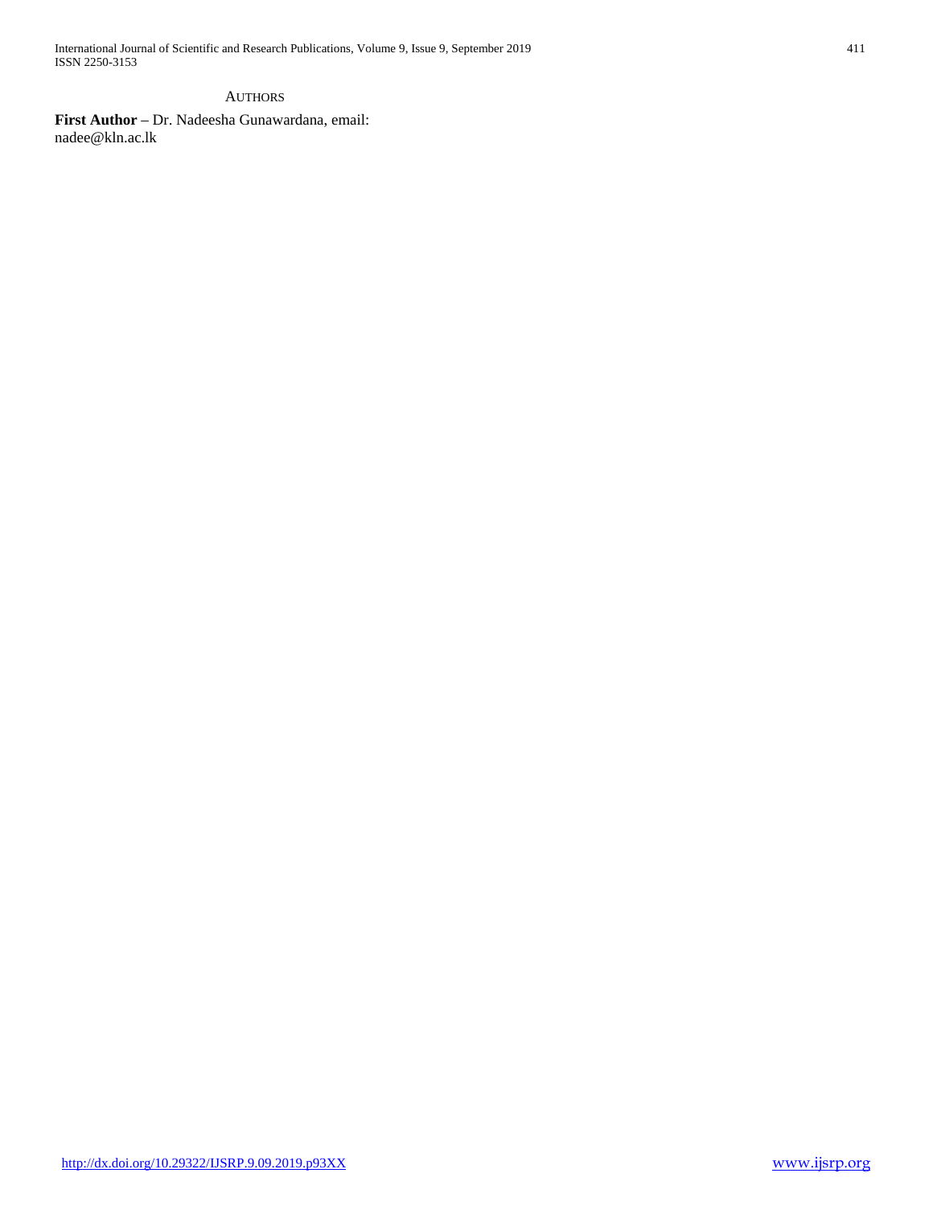## AUTHORS

**First Author** – Dr. Nadeesha Gunawardana, email: nadee@kln.ac.lk